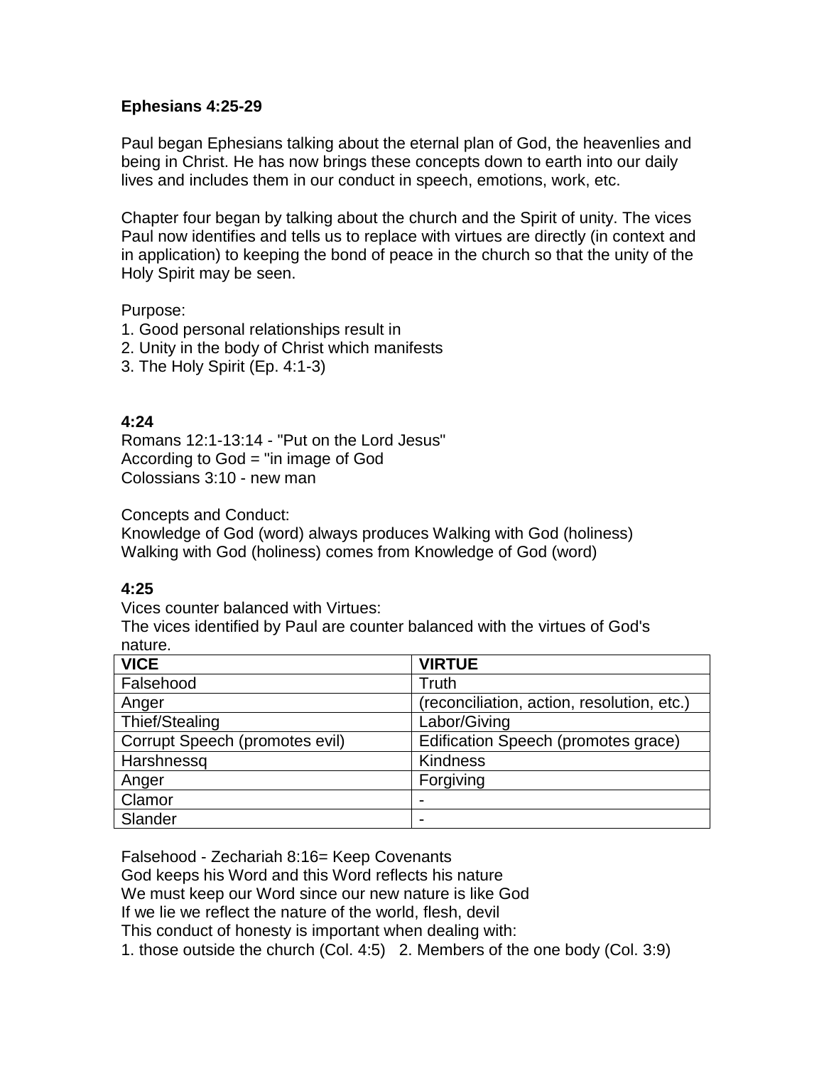**Ephesians 4:25-29**

Paul began Ephesians talking about the eternal plan of God, the heavenlies and being in Christ. He has now brings these concepts down to earth into our daily lives and includes them in our conduct in speech, emotions, work, etc.

Chapter four began by talking about the church and the Spirit of unity. The vices Paul now identifies and tells us to replace with virtues are directly (in context and in application) to keeping the bond of peace in the church so that the unity of the Holy Spirit may be seen.

Purpose:
1. Good personal relationships result in
2. Unity in the body of Christ which manifests
3. The Holy Spirit (Ep. 4:1-3)

**4:24**
Romans 12:1-13:14 - "Put on the Lord Jesus"
According to God = "in image of God
Colossians 3:10 - new man

Concepts and Conduct:
Knowledge of God (word) always produces Walking with God (holiness)
Walking with God (holiness) comes from Knowledge of God (word)

**4:25**
Vices counter balanced with Virtues:
The vices identified by Paul are counter balanced with the virtues of God's nature.

| VICE | VIRTUE |
|---|---|
| Falsehood | Truth |
| Anger | (reconciliation, action, resolution, etc.) |
| Thief/Stealing | Labor/Giving |
| Corrupt Speech (promotes evil) | Edification Speech (promotes grace) |
| Harshnessq | Kindness |
| Anger | Forgiving |
| Clamor | - |
| Slander | - |

Falsehood - Zechariah 8:16= Keep Covenants
God keeps his Word and this Word reflects his nature
We must keep our Word since our new nature is like God
If we lie we reflect the nature of the world, flesh, devil
This conduct of honesty is important when dealing with:
1. those outside the church (Col. 4:5) 2. Members of the one body (Col. 3:9)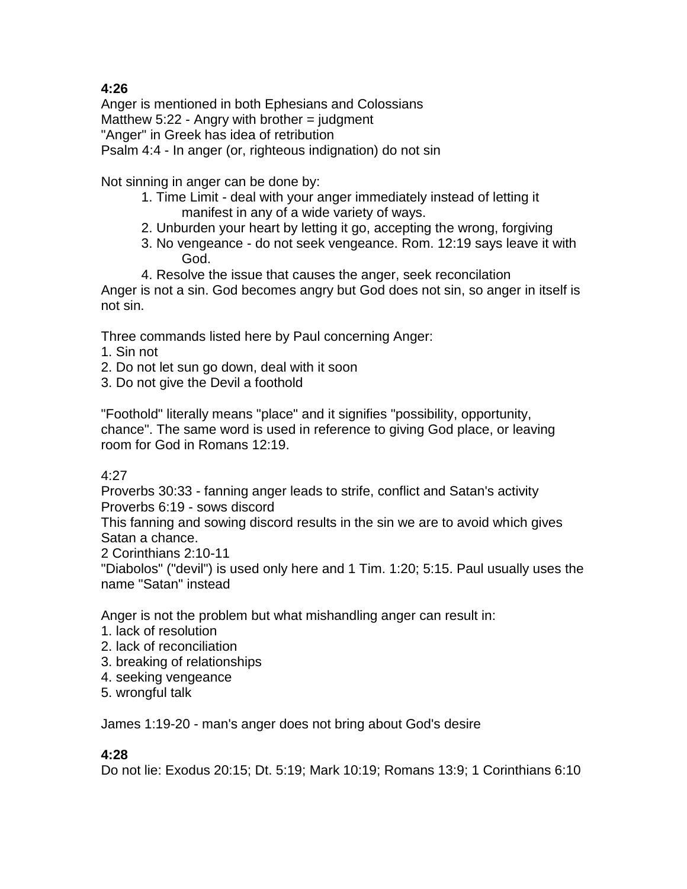**4:26**

Anger is mentioned in both Ephesians and Colossians
Matthew 5:22 - Angry with brother = judgment
"Anger" in Greek has idea of retribution
Psalm 4:4 - In anger (or, righteous indignation) do not sin

Not sinning in anger can be done by:

1. Time Limit - deal with your anger immediately instead of letting it manifest in any of a wide variety of ways.
2. Unburden your heart by letting it go, accepting the wrong, forgiving
3. No vengeance - do not seek vengeance. Rom. 12:19 says leave it with God.
4. Resolve the issue that causes the anger, seek reconcilation

Anger is not a sin. God becomes angry but God does not sin, so anger in itself is not sin.

Three commands listed here by Paul concerning Anger:

1. Sin not
2. Do not let sun go down, deal with it soon
3. Do not give the Devil a foothold

"Foothold" literally means "place" and it signifies "possibility, opportunity, chance". The same word is used in reference to giving God place, or leaving room for God in Romans 12:19.

4:27

Proverbs 30:33 - fanning anger leads to strife, conflict and Satan's activity
Proverbs 6:19 - sows discord
This fanning and sowing discord results in the sin we are to avoid which gives Satan a chance.
2 Corinthians 2:10-11
"Diabolos" ("devil") is used only here and 1 Tim. 1:20; 5:15. Paul usually uses the name "Satan" instead

Anger is not the problem but what mishandling anger can result in:

1. lack of resolution
2. lack of reconciliation
3. breaking of relationships
4. seeking vengeance
5. wrongful talk

James 1:19-20 - man's anger does not bring about God's desire

**4:28**

Do not lie: Exodus 20:15; Dt. 5:19; Mark 10:19; Romans 13:9; 1 Corinthians 6:10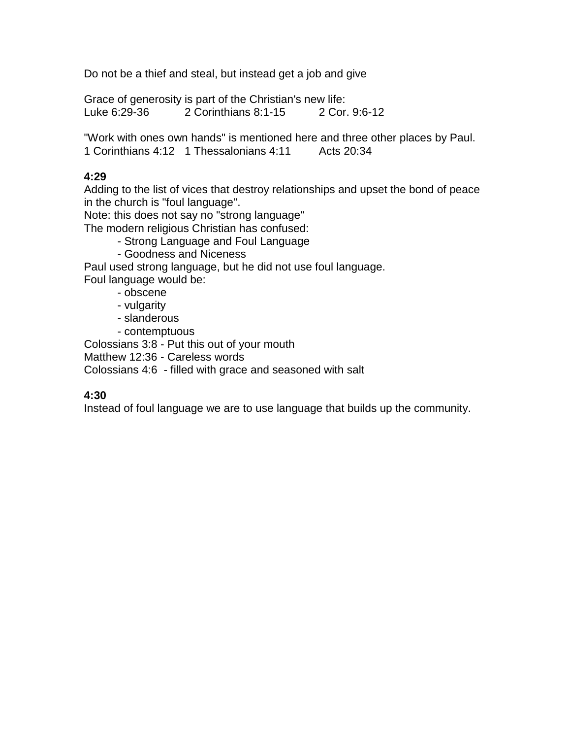Do not be a thief and steal, but instead get a job and give

Grace of generosity is part of the Christian's new life:
Luke 6:29-36 2 Corinthians 8:1-15 2 Cor. 9:6-12

"Work with ones own hands" is mentioned here and three other places by Paul.
1 Corinthians 4:12 1 Thessalonians 4:11 Acts 20:34

**4:29**
Adding to the list of vices that destroy relationships and upset the bond of peace in the church is "foul language".
Note: this does not say no "strong language"
The modern religious Christian has confused:

- Strong Language and Foul Language
- Goodness and Niceness

Paul used strong language, but he did not use foul language.
Foul language would be:

- obscene
- vulgarity
- slanderous
- contemptuous

Colossians 3:8 - Put this out of your mouth
Matthew 12:36 - Careless words
Colossians 4:6 - filled with grace and seasoned with salt

**4:30**
Instead of foul language we are to use language that builds up the community.